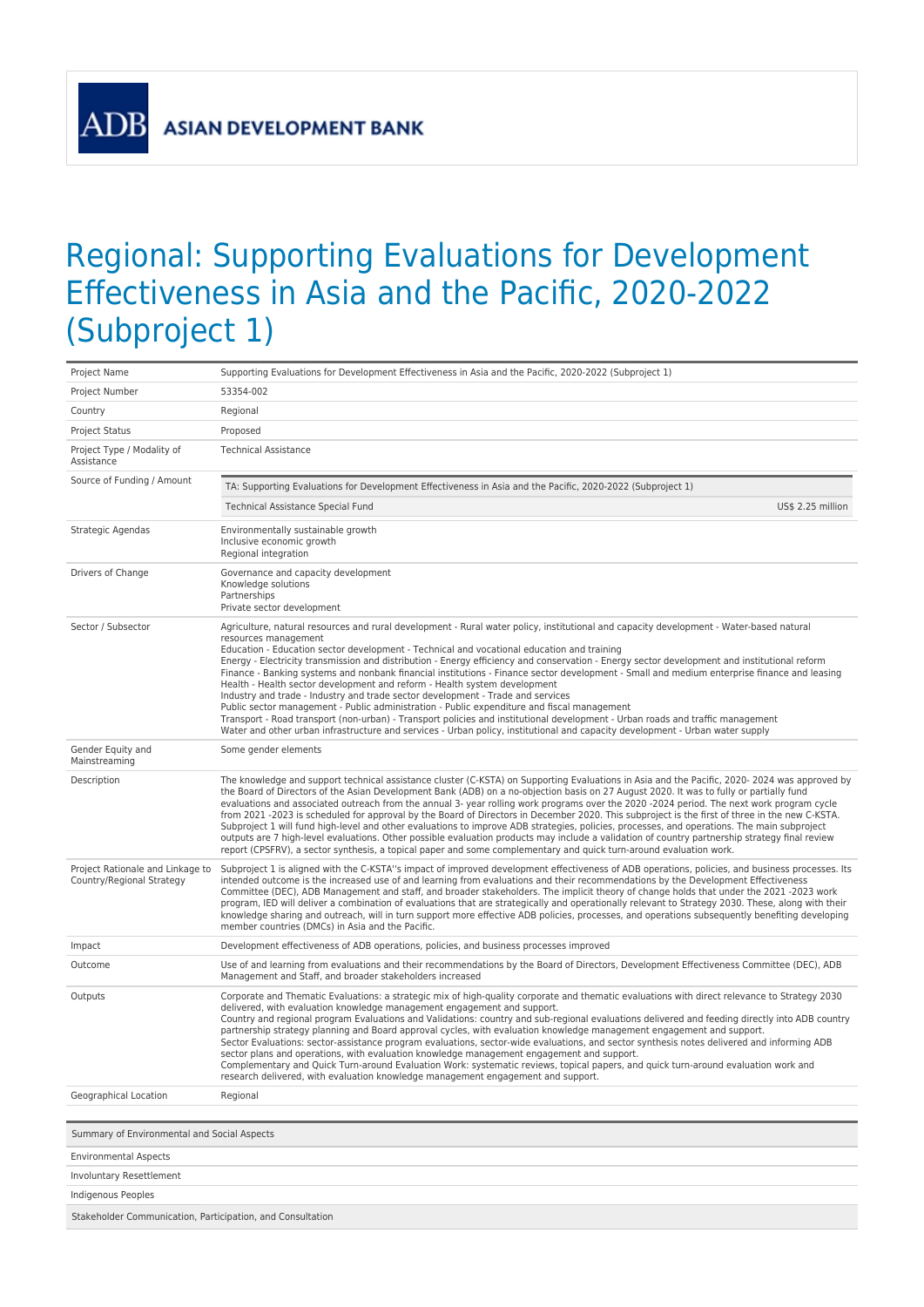ADB ASIAN DEVELOPMENT BANK

# Regional: Supporting Evaluations for Development Effectiveness in Asia and the Pacific, 2020-2022 (Subproject 1)

| | |
|---|---|
| Project Name | Supporting Evaluations for Development Effectiveness in Asia and the Pacific, 2020-2022 (Subproject 1) |
| Project Number | 53354-002 |
| Country | Regional |
| Project Status | Proposed |
| Project Type / Modality of Assistance | Technical Assistance |
| Source of Funding / Amount | TA: Supporting Evaluations for Development Effectiveness in Asia and the Pacific, 2020-2022 (Subproject 1)<br>Technical Assistance Special Fund US$ 2.25 million |
| Strategic Agendas | Environmentally sustainable growth<br>Inclusive economic growth<br>Regional integration |
| Drivers of Change | Governance and capacity development<br>Knowledge solutions<br>Partnerships<br>Private sector development |
| Sector / Subsector | Agriculture, natural resources and rural development - Rural water policy, institutional and capacity development - Water-based natural resources management<br>Education - Education sector development - Technical and vocational education and training<br>Energy - Electricity transmission and distribution - Energy efficiency and conservation - Energy sector development and institutional reform<br>Finance - Banking systems and nonbank financial institutions - Finance sector development - Small and medium enterprise finance and leasing<br>Health - Health sector development and reform - Health system development<br>Industry and trade - Industry and trade sector development - Trade and services<br>Public sector management - Public administration - Public expenditure and fiscal management<br>Transport - Road transport (non-urban) - Transport policies and institutional development - Urban roads and traffic management<br>Water and other urban infrastructure and services - Urban policy, institutional and capacity development - Urban water supply |
| Gender Equity and Mainstreaming | Some gender elements |
| Description | The knowledge and support technical assistance cluster (C-KSTA) on Supporting Evaluations in Asia and the Pacific, 2020- 2024 was approved by the Board of Directors of the Asian Development Bank (ADB) on a no-objection basis on 27 August 2020. It was to fully or partially fund evaluations and associated outreach from the annual 3- year rolling work programs over the 2020 -2024 period. The next work program cycle from 2021 -2023 is scheduled for approval by the Board of Directors in December 2020. This subproject is the first of three in the new C-KSTA. Subproject 1 will fund high-level and other evaluations to improve ADB strategies, policies, processes, and operations. The main subproject outputs are 7 high-level evaluations. Other possible evaluation products may include a validation of country partnership strategy final review report (CPSFRV), a sector synthesis, a topical paper and some complementary and quick turn-around evaluation work. |
| Project Rationale and Linkage to Country/Regional Strategy | Subproject 1 is aligned with the C-KSTA''s impact of improved development effectiveness of ADB operations, policies, and business processes. Its intended outcome is the increased use of and learning from evaluations and their recommendations by the Development Effectiveness Committee (DEC), ADB Management and staff, and broader stakeholders. The implicit theory of change holds that under the 2021 -2023 work program, IED will deliver a combination of evaluations that are strategically and operationally relevant to Strategy 2030. These, along with their knowledge sharing and outreach, will in turn support more effective ADB policies, processes, and operations subsequently benefiting developing member countries (DMCs) in Asia and the Pacific. |
| Impact | Development effectiveness of ADB operations, policies, and business processes improved |
| Outcome | Use of and learning from evaluations and their recommendations by the Board of Directors, Development Effectiveness Committee (DEC), ADB Management and Staff, and broader stakeholders increased |
| Outputs | Corporate and Thematic Evaluations: a strategic mix of high-quality corporate and thematic evaluations with direct relevance to Strategy 2030 delivered, with evaluation knowledge management engagement and support.<br>Country and regional program Evaluations and Validations: country and sub-regional evaluations delivered and feeding directly into ADB country partnership strategy planning and Board approval cycles, with evaluation knowledge management engagement and support.<br>Sector Evaluations: sector-assistance program evaluations, sector-wide evaluations, and sector synthesis notes delivered and informing ADB sector plans and operations, with evaluation knowledge management engagement and support.<br>Complementary and Quick Turn-around Evaluation Work: systematic reviews, topical papers, and quick turn-around evaluation work and research delivered, with evaluation knowledge management engagement and support. |
| Geographical Location | Regional |

| Summary of Environmental and Social Aspects |
|---|
| Environmental Aspects |
| Involuntary Resettlement |
| Indigenous Peoples |
| Stakeholder Communication, Participation, and Consultation |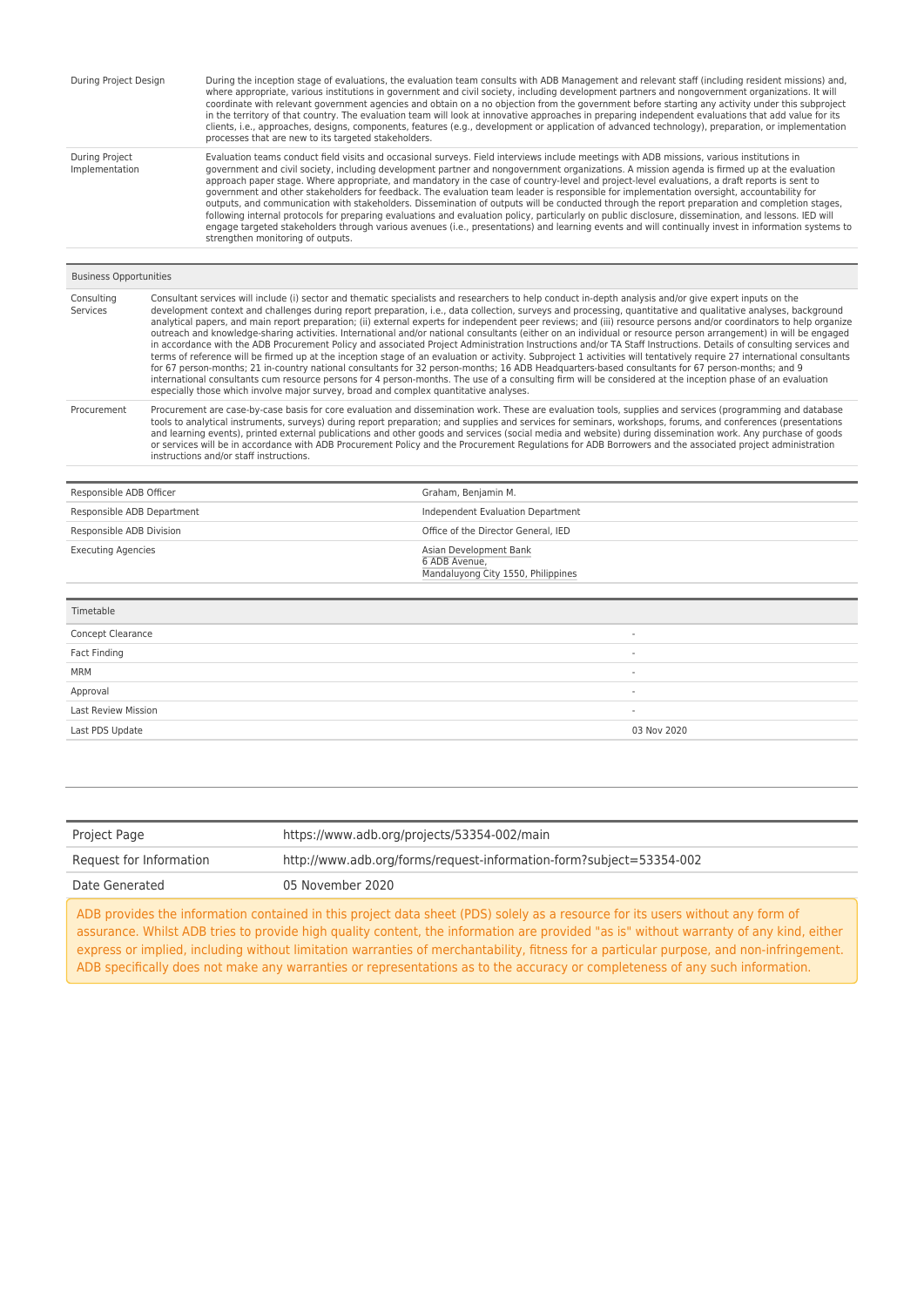| | |
|---|---|
| During Project Design | During the inception stage of evaluations, the evaluation team consults with ADB Management and relevant staff (including resident missions) and, where appropriate, various institutions in government and civil society, including development partners and nongovernment organizations. It will coordinate with relevant government agencies and obtain on a no objection from the government before starting any activity under this subproject in the territory of that country. The evaluation team will look at innovative approaches in preparing independent evaluations that add value for its clients, i.e., approaches, designs, components, features (e.g., development or application of advanced technology), preparation, or implementation processes that are new to its targeted stakeholders. |
| During Project Implementation | Evaluation teams conduct field visits and occasional surveys. Field interviews include meetings with ADB missions, various institutions in government and civil society, including development partner and nongovernment organizations. A mission agenda is firmed up at the evaluation approach paper stage. Where appropriate, and mandatory in the case of country-level and project-level evaluations, a draft reports is sent to government and other stakeholders for feedback. The evaluation team leader is responsible for implementation oversight, accountability for outputs, and communication with stakeholders. Dissemination of outputs will be conducted through the report preparation and completion stages, following internal protocols for preparing evaluations and evaluation policy, particularly on public disclosure, dissemination, and lessons. IED will engage targeted stakeholders through various avenues (i.e., presentations) and learning events and will continually invest in information systems to strengthen monitoring of outputs. |

| Business Opportunities | |
|---|---|
| Consulting Services | Consultant services will include (i) sector and thematic specialists and researchers to help conduct in-depth analysis and/or give expert inputs on the development context and challenges during report preparation, i.e., data collection, surveys and processing, quantitative and qualitative analyses, background analytical papers, and main report preparation; (ii) external experts for independent peer reviews; and (iii) resource persons and/or coordinators to help organize outreach and knowledge-sharing activities. International and/or national consultants (either on an individual or resource person arrangement) in will be engaged in accordance with the ADB Procurement Policy and associated Project Administration Instructions and/or TA Staff Instructions. Details of consulting services and terms of reference will be firmed up at the inception stage of an evaluation or activity. Subproject 1 activities will tentatively require 27 international consultants for 67 person-months; 21 in-country national consultants for 32 person-months; 16 ADB Headquarters-based consultants for 67 person-months; and 9 international consultants cum resource persons for 4 person-months. The use of a consulting firm will be considered at the inception phase of an evaluation especially those which involve major survey, broad and complex quantitative analyses. |
| Procurement | Procurement are case-by-case basis for core evaluation and dissemination work. These are evaluation tools, supplies and services (programming and database tools to analytical instruments, surveys) during report preparation; and supplies and services for seminars, workshops, forums, and conferences (presentations and learning events), printed external publications and other goods and services (social media and website) during dissemination work. Any purchase of goods or services will be in accordance with ADB Procurement Policy and the Procurement Regulations for ADB Borrowers and the associated project administration instructions and/or staff instructions. |

| | |
|---|---|
| Responsible ADB Officer | Graham, Benjamin M. |
| Responsible ADB Department | Independent Evaluation Department |
| Responsible ADB Division | Office of the Director General, IED |
| Executing Agencies | Asian Development Bank<br>6 ADB Avenue,<br>Mandaluyong City 1550, Philippines |

| Timetable | |
|---|---|
| Concept Clearance | - |
| Fact Finding | - |
| MRM | - |
| Approval | - |
| Last Review Mission | - |
| Last PDS Update | 03 Nov 2020 |

| | |
|---|---|
| Project Page | https://www.adb.org/projects/53354-002/main |
| Request for Information | http://www.adb.org/forms/request-information-form?subject=53354-002 |
| Date Generated | 05 November 2020 |

ADB provides the information contained in this project data sheet (PDS) solely as a resource for its users without any form of assurance. Whilst ADB tries to provide high quality content, the information are provided "as is" without warranty of any kind, either express or implied, including without limitation warranties of merchantability, fitness for a particular purpose, and non-infringement. ADB specifically does not make any warranties or representations as to the accuracy or completeness of any such information.